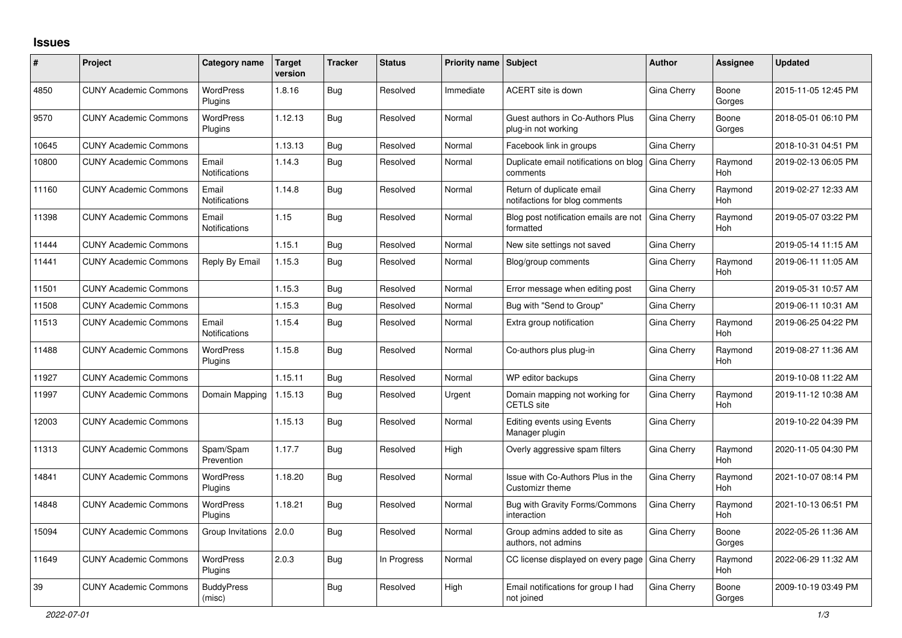# Issues

| # | Project | Category name | Target version | Tracker | Status | Priority name | Subject | Author | Assignee | Updated |
|---|---|---|---|---|---|---|---|---|---|---|
| 4850 | CUNY Academic Commons | WordPress Plugins | 1.8.16 | Bug | Resolved | Immediate | ACERT site is down | Gina Cherry | Boone Gorges | 2015-11-05 12:45 PM |
| 9570 | CUNY Academic Commons | WordPress Plugins | 1.12.13 | Bug | Resolved | Normal | Guest authors in Co-Authors Plus plug-in not working | Gina Cherry | Boone Gorges | 2018-05-01 06:10 PM |
| 10645 | CUNY Academic Commons | | 1.13.13 | Bug | Resolved | Normal | Facebook link in groups | Gina Cherry | | 2018-10-31 04:51 PM |
| 10800 | CUNY Academic Commons | Email Notifications | 1.14.3 | Bug | Resolved | Normal | Duplicate email notifications on blog comments | Gina Cherry | Raymond Hoh | 2019-02-13 06:05 PM |
| 11160 | CUNY Academic Commons | Email Notifications | 1.14.8 | Bug | Resolved | Normal | Return of duplicate email notifactions for blog comments | Gina Cherry | Raymond Hoh | 2019-02-27 12:33 AM |
| 11398 | CUNY Academic Commons | Email Notifications | 1.15 | Bug | Resolved | Normal | Blog post notification emails are not formatted | Gina Cherry | Raymond Hoh | 2019-05-07 03:22 PM |
| 11444 | CUNY Academic Commons | | 1.15.1 | Bug | Resolved | Normal | New site settings not saved | Gina Cherry | | 2019-05-14 11:15 AM |
| 11441 | CUNY Academic Commons | Reply By Email | 1.15.3 | Bug | Resolved | Normal | Blog/group comments | Gina Cherry | Raymond Hoh | 2019-06-11 11:05 AM |
| 11501 | CUNY Academic Commons | | 1.15.3 | Bug | Resolved | Normal | Error message when editing post | Gina Cherry | | 2019-05-31 10:57 AM |
| 11508 | CUNY Academic Commons | | 1.15.3 | Bug | Resolved | Normal | Bug with "Send to Group" | Gina Cherry | | 2019-06-11 10:31 AM |
| 11513 | CUNY Academic Commons | Email Notifications | 1.15.4 | Bug | Resolved | Normal | Extra group notification | Gina Cherry | Raymond Hoh | 2019-06-25 04:22 PM |
| 11488 | CUNY Academic Commons | WordPress Plugins | 1.15.8 | Bug | Resolved | Normal | Co-authors plus plug-in | Gina Cherry | Raymond Hoh | 2019-08-27 11:36 AM |
| 11927 | CUNY Academic Commons | | 1.15.11 | Bug | Resolved | Normal | WP editor backups | Gina Cherry | | 2019-10-08 11:22 AM |
| 11997 | CUNY Academic Commons | Domain Mapping | 1.15.13 | Bug | Resolved | Urgent | Domain mapping not working for CETLS site | Gina Cherry | Raymond Hoh | 2019-11-12 10:38 AM |
| 12003 | CUNY Academic Commons | | 1.15.13 | Bug | Resolved | Normal | Editing events using Events Manager plugin | Gina Cherry | | 2019-10-22 04:39 PM |
| 11313 | CUNY Academic Commons | Spam/Spam Prevention | 1.17.7 | Bug | Resolved | High | Overly aggressive spam filters | Gina Cherry | Raymond Hoh | 2020-11-05 04:30 PM |
| 14841 | CUNY Academic Commons | WordPress Plugins | 1.18.20 | Bug | Resolved | Normal | Issue with Co-Authors Plus in the Customizr theme | Gina Cherry | Raymond Hoh | 2021-10-07 08:14 PM |
| 14848 | CUNY Academic Commons | WordPress Plugins | 1.18.21 | Bug | Resolved | Normal | Bug with Gravity Forms/Commons interaction | Gina Cherry | Raymond Hoh | 2021-10-13 06:51 PM |
| 15094 | CUNY Academic Commons | Group Invitations | 2.0.0 | Bug | Resolved | Normal | Group admins added to site as authors, not admins | Gina Cherry | Boone Gorges | 2022-05-26 11:36 AM |
| 11649 | CUNY Academic Commons | WordPress Plugins | 2.0.3 | Bug | In Progress | Normal | CC license displayed on every page | Gina Cherry | Raymond Hoh | 2022-06-29 11:32 AM |
| 39 | CUNY Academic Commons | BuddyPress (misc) | | Bug | Resolved | High | Email notifications for group I had not joined | Gina Cherry | Boone Gorges | 2009-10-19 03:49 PM |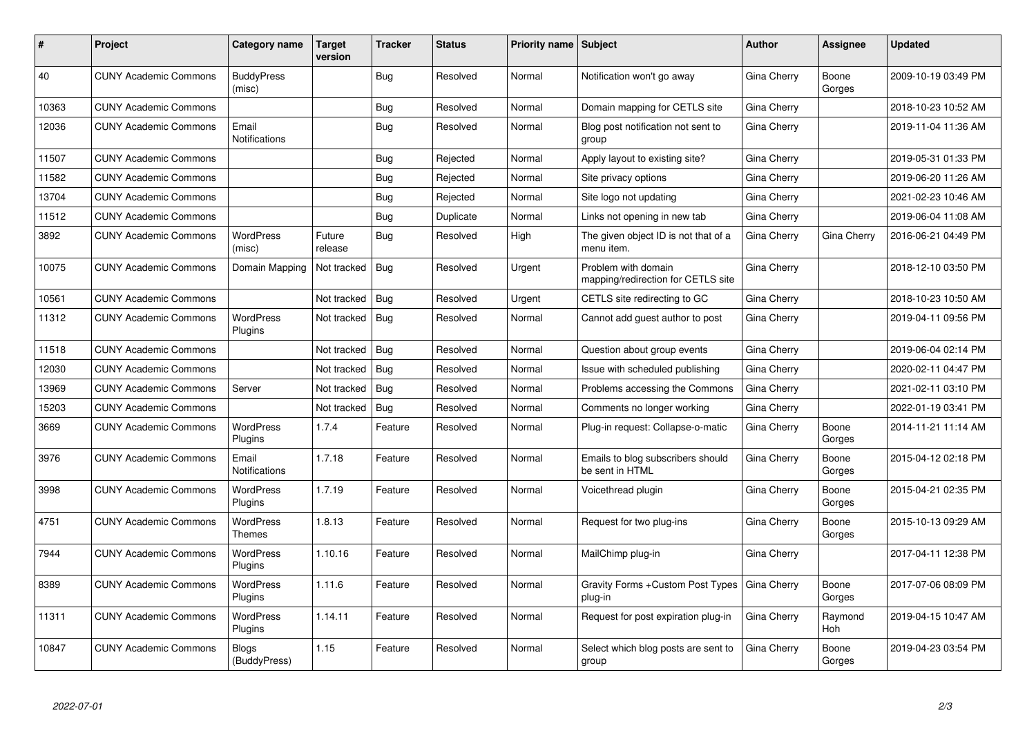| # | Project | Category name | Target version | Tracker | Status | Priority name | Subject | Author | Assignee | Updated |
|---|---|---|---|---|---|---|---|---|---|---|
| 40 | CUNY Academic Commons | BuddyPress (misc) | | Bug | Resolved | Normal | Notification won't go away | Gina Cherry | Boone Gorges | 2009-10-19 03:49 PM |
| 10363 | CUNY Academic Commons | | | Bug | Resolved | Normal | Domain mapping for CETLS site | Gina Cherry | | 2018-10-23 10:52 AM |
| 12036 | CUNY Academic Commons | Email Notifications | | Bug | Resolved | Normal | Blog post notification not sent to group | Gina Cherry | | 2019-11-04 11:36 AM |
| 11507 | CUNY Academic Commons | | | Bug | Rejected | Normal | Apply layout to existing site? | Gina Cherry | | 2019-05-31 01:33 PM |
| 11582 | CUNY Academic Commons | | | Bug | Rejected | Normal | Site privacy options | Gina Cherry | | 2019-06-20 11:26 AM |
| 13704 | CUNY Academic Commons | | | Bug | Rejected | Normal | Site logo not updating | Gina Cherry | | 2021-02-23 10:46 AM |
| 11512 | CUNY Academic Commons | | | Bug | Duplicate | Normal | Links not opening in new tab | Gina Cherry | | 2019-06-04 11:08 AM |
| 3892 | CUNY Academic Commons | WordPress (misc) | Future release | Bug | Resolved | High | The given object ID is not that of a menu item. | Gina Cherry | Gina Cherry | 2016-06-21 04:49 PM |
| 10075 | CUNY Academic Commons | Domain Mapping | Not tracked | Bug | Resolved | Urgent | Problem with domain mapping/redirection for CETLS site | Gina Cherry | | 2018-12-10 03:50 PM |
| 10561 | CUNY Academic Commons | | Not tracked | Bug | Resolved | Urgent | CETLS site redirecting to GC | Gina Cherry | | 2018-10-23 10:50 AM |
| 11312 | CUNY Academic Commons | WordPress Plugins | Not tracked | Bug | Resolved | Normal | Cannot add guest author to post | Gina Cherry | | 2019-04-11 09:56 PM |
| 11518 | CUNY Academic Commons | | Not tracked | Bug | Resolved | Normal | Question about group events | Gina Cherry | | 2019-06-04 02:14 PM |
| 12030 | CUNY Academic Commons | | Not tracked | Bug | Resolved | Normal | Issue with scheduled publishing | Gina Cherry | | 2020-02-11 04:47 PM |
| 13969 | CUNY Academic Commons | Server | Not tracked | Bug | Resolved | Normal | Problems accessing the Commons | Gina Cherry | | 2021-02-11 03:10 PM |
| 15203 | CUNY Academic Commons | | Not tracked | Bug | Resolved | Normal | Comments no longer working | Gina Cherry | | 2022-01-19 03:41 PM |
| 3669 | CUNY Academic Commons | WordPress Plugins | 1.7.4 | Feature | Resolved | Normal | Plug-in request: Collapse-o-matic | Gina Cherry | Boone Gorges | 2014-11-21 11:14 AM |
| 3976 | CUNY Academic Commons | Email Notifications | 1.7.18 | Feature | Resolved | Normal | Emails to blog subscribers should be sent in HTML | Gina Cherry | Boone Gorges | 2015-04-12 02:18 PM |
| 3998 | CUNY Academic Commons | WordPress Plugins | 1.7.19 | Feature | Resolved | Normal | Voicethread plugin | Gina Cherry | Boone Gorges | 2015-04-21 02:35 PM |
| 4751 | CUNY Academic Commons | WordPress Themes | 1.8.13 | Feature | Resolved | Normal | Request for two plug-ins | Gina Cherry | Boone Gorges | 2015-10-13 09:29 AM |
| 7944 | CUNY Academic Commons | WordPress Plugins | 1.10.16 | Feature | Resolved | Normal | MailChimp plug-in | Gina Cherry | | 2017-04-11 12:38 PM |
| 8389 | CUNY Academic Commons | WordPress Plugins | 1.11.6 | Feature | Resolved | Normal | Gravity Forms +Custom Post Types plug-in | Gina Cherry | Boone Gorges | 2017-07-06 08:09 PM |
| 11311 | CUNY Academic Commons | WordPress Plugins | 1.14.11 | Feature | Resolved | Normal | Request for post expiration plug-in | Gina Cherry | Raymond Hoh | 2019-04-15 10:47 AM |
| 10847 | CUNY Academic Commons | Blogs (BuddyPress) | 1.15 | Feature | Resolved | Normal | Select which blog posts are sent to group | Gina Cherry | Boone Gorges | 2019-04-23 03:54 PM |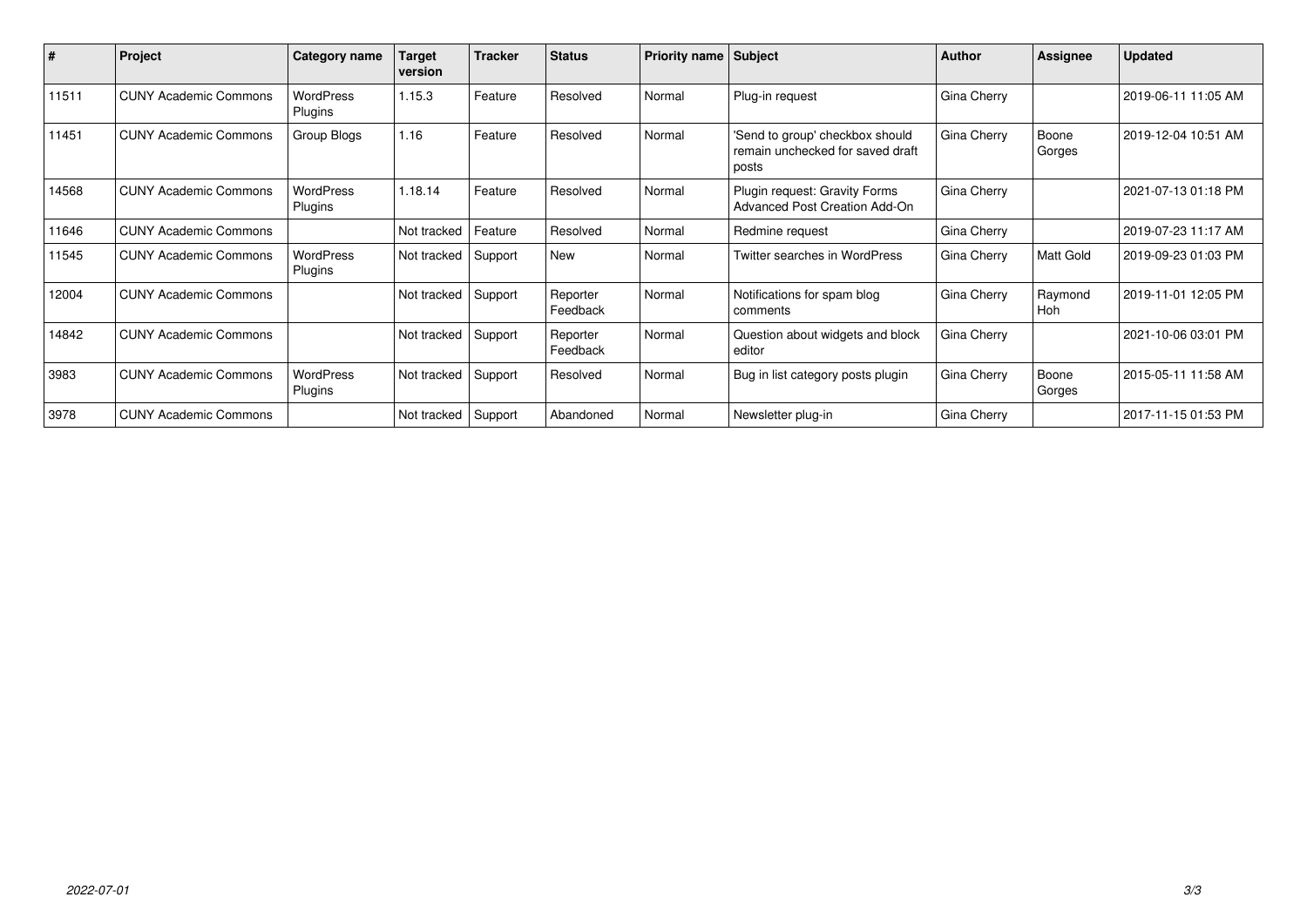| # | Project | Category name | Target version | Tracker | Status | Priority name | Subject | Author | Assignee | Updated |
|---|---|---|---|---|---|---|---|---|---|---|
| 11511 | CUNY Academic Commons | WordPress Plugins | 1.15.3 | Feature | Resolved | Normal | Plug-in request | Gina Cherry | | 2019-06-11 11:05 AM |
| 11451 | CUNY Academic Commons | Group Blogs | 1.16 | Feature | Resolved | Normal | 'Send to group' checkbox should remain unchecked for saved draft posts | Gina Cherry | Boone Gorges | 2019-12-04 10:51 AM |
| 14568 | CUNY Academic Commons | WordPress Plugins | 1.18.14 | Feature | Resolved | Normal | Plugin request: Gravity Forms Advanced Post Creation Add-On | Gina Cherry | | 2021-07-13 01:18 PM |
| 11646 | CUNY Academic Commons | | Not tracked | Feature | Resolved | Normal | Redmine request | Gina Cherry | | 2019-07-23 11:17 AM |
| 11545 | CUNY Academic Commons | WordPress Plugins | Not tracked | Support | New | Normal | Twitter searches in WordPress | Gina Cherry | Matt Gold | 2019-09-23 01:03 PM |
| 12004 | CUNY Academic Commons | | Not tracked | Support | Reporter Feedback | Normal | Notifications for spam blog comments | Gina Cherry | Raymond Hoh | 2019-11-01 12:05 PM |
| 14842 | CUNY Academic Commons | | Not tracked | Support | Reporter Feedback | Normal | Question about widgets and block editor | Gina Cherry | | 2021-10-06 03:01 PM |
| 3983 | CUNY Academic Commons | WordPress Plugins | Not tracked | Support | Resolved | Normal | Bug in list category posts plugin | Gina Cherry | Boone Gorges | 2015-05-11 11:58 AM |
| 3978 | CUNY Academic Commons | | Not tracked | Support | Abandoned | Normal | Newsletter plug-in | Gina Cherry | | 2017-11-15 01:53 PM |

*2022-07-01*